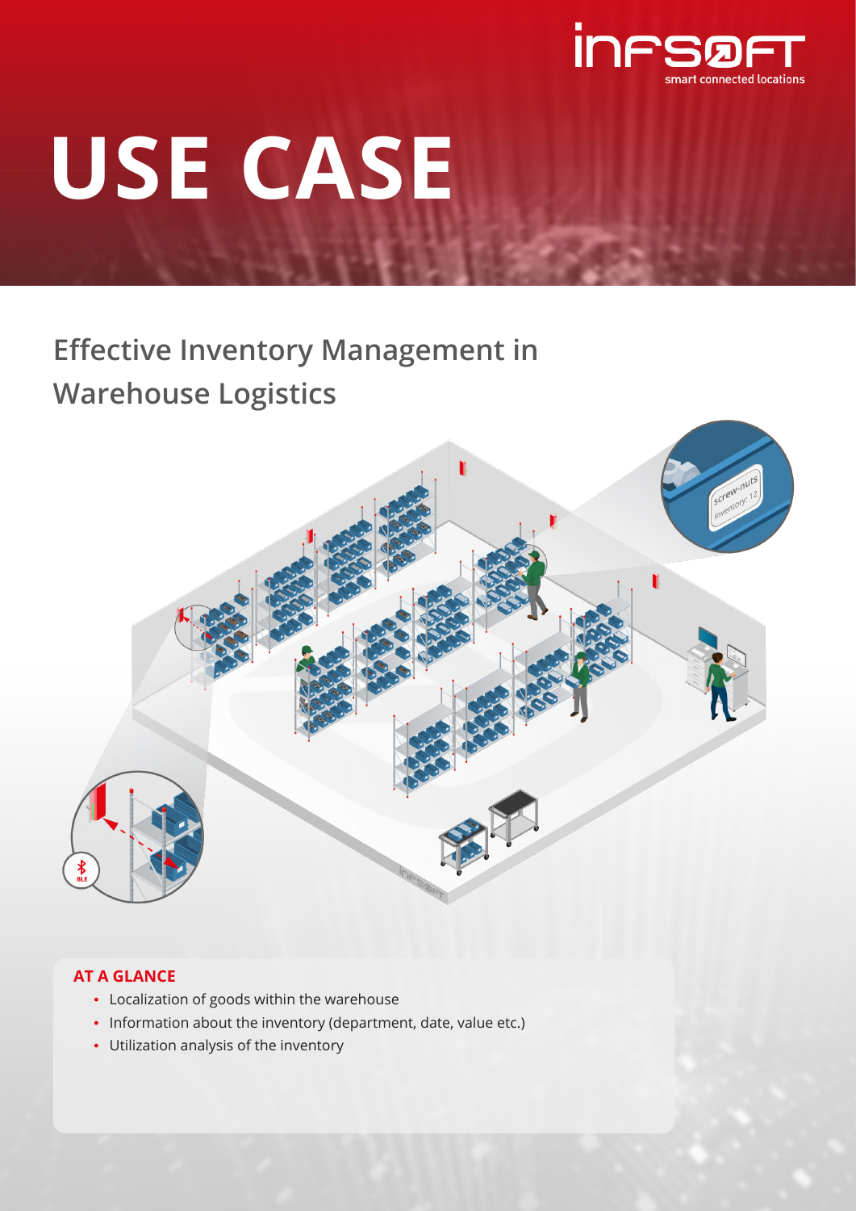# USE CASE

## Effective Inventory Management in Warehouse Logistics

### AT A GLANCE

- Localization of goods within the warehouse
- Information about the inventory (department, date, value etc.)
- Utilization analysis of the inventory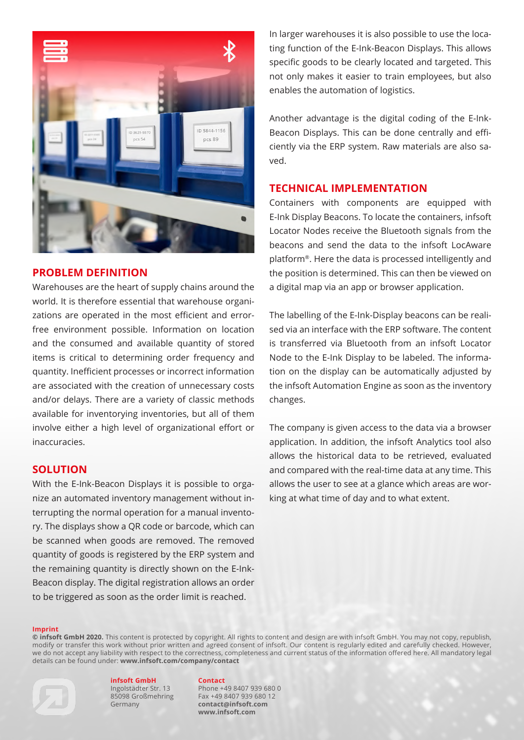## PROBLEM DEFINITION

Warehouses are the heart of supply chains around the world. It is therefore essential that warehouse organizations are operated in the most efficient and error-free environment possible. Information on location and the consumed and available quantity of stored items is critical to determining order frequency and quantity. Inefficient processes or incorrect information are associated with the creation of unnecessary costs and/or delays. There are a variety of classic methods available for inventorying inventories, but all of them involve either a high level of organizational effort or inaccuracies.

## SOLUTION

With the E-Ink-Beacon Displays it is possible to organize an automated inventory management without interrupting the normal operation for a manual inventory. The displays show a QR code or barcode, which can be scanned when goods are removed. The removed quantity of goods is registered by the ERP system and the remaining quantity is directly shown on the E-Ink-Beacon display. The digital registration allows an order to be triggered as soon as the order limit is reached.

In larger warehouses it is also possible to use the locating function of the E-Ink-Beacon Displays. This allows specific goods to be clearly located and targeted. This not only makes it easier to train employees, but also enables the automation of logistics.

Another advantage is the digital coding of the E-Ink-Beacon Displays. This can be done centrally and efficiently via the ERP system. Raw materials are also saved.

## TECHNICAL IMPLEMENTATION

Containers with components are equipped with E-Ink Display Beacons. To locate the containers, infsoft Locator Nodes receive the Bluetooth signals from the beacons and send the data to the infsoft LocAware platform®. Here the data is processed intelligently and the position is determined. This can then be viewed on a digital map via an app or browser application.

The labelling of the E-Ink-Display beacons can be realised via an interface with the ERP software. The content is transferred via Bluetooth from an infsoft Locator Node to the E-Ink Display to be labeled. The information on the display can be automatically adjusted by the infsoft Automation Engine as soon as the inventory changes.

The company is given access to the data via a browser application. In addition, the infsoft Analytics tool also allows the historical data to be retrieved, evaluated and compared with the real-time data at any time. This allows the user to see at a glance which areas are working at what time of day and to what extent.

**Imprint**

**© infsoft GmbH 2020.** This content is protected by copyright. All rights to content and design are with infsoft GmbH. You may not copy, republish, modify or transfer this work without prior written and agreed consent of infsoft. Our content is regularly edited and carefully checked. However, we do not accept any liability with respect to the correctness, completeness and current status of the information offered here. All mandatory legal details can be found under: **www.infsoft.com/company/contact**

**infsoft GmbH**
Ingolstädter Str. 13
85098 Großmehring
Germany

**Contact**
Phone +49 8407 939 680 0
Fax +49 8407 939 680 12
**contact@infsoft.com**
**www.infsoft.com**